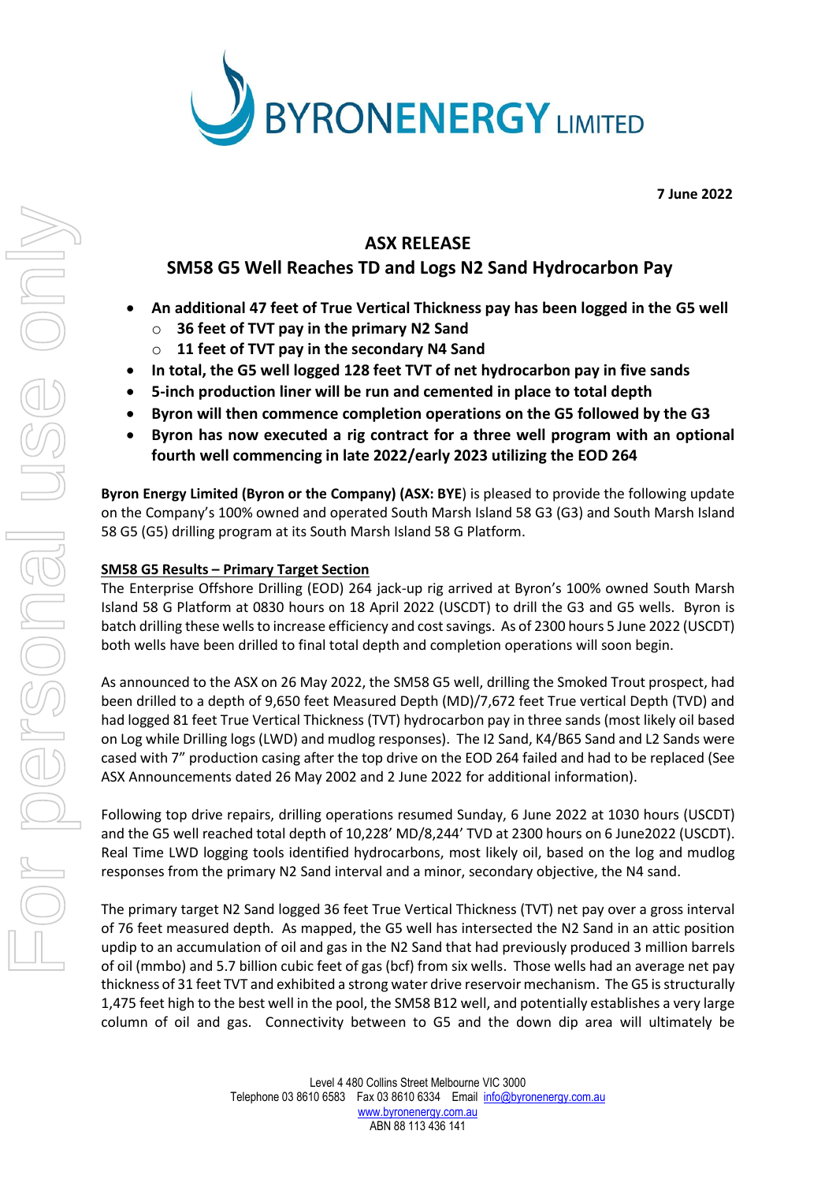# BYRONENERGY LIMITED

**7 June 2022**

## ASX RELEASE

## SM58 G5 Well Reaches TD and Logs N2 Sand Hydrocarbon Pay

- **An additional 47 feet of True Vertical Thickness pay has been logged in the G5 well**
  - **36 feet of TVT pay in the primary N2 Sand**
  - **11 feet of TVT pay in the secondary N4 Sand**
- **In total, the G5 well logged 128 feet TVT of net hydrocarbon pay in five sands**
- **5-inch production liner will be run and cemented in place to total depth**
- **Byron will then commence completion operations on the G5 followed by the G3**
- **Byron has now executed a rig contract for a three well program with an optional fourth well commencing in late 2022/early 2023 utilizing the EOD 264**

**Byron Energy Limited (Byron or the Company) (ASX: BYE**) is pleased to provide the following update on the Company's 100% owned and operated South Marsh Island 58 G3 (G3) and South Marsh Island 58 G5 (G5) drilling program at its South Marsh Island 58 G Platform.

**SM58 G5 Results – Primary Target Section**

The Enterprise Offshore Drilling (EOD) 264 jack-up rig arrived at Byron's 100% owned South Marsh Island 58 G Platform at 0830 hours on 18 April 2022 (USCDT) to drill the G3 and G5 wells. Byron is batch drilling these wells to increase efficiency and cost savings. As of 2300 hours 5 June 2022 (USCDT) both wells have been drilled to final total depth and completion operations will soon begin.

As announced to the ASX on 26 May 2022, the SM58 G5 well, drilling the Smoked Trout prospect, had been drilled to a depth of 9,650 feet Measured Depth (MD)/7,672 feet True vertical Depth (TVD) and had logged 81 feet True Vertical Thickness (TVT) hydrocarbon pay in three sands (most likely oil based on Log while Drilling logs (LWD) and mudlog responses). The I2 Sand, K4/B65 Sand and L2 Sands were cased with 7" production casing after the top drive on the EOD 264 failed and had to be replaced (See ASX Announcements dated 26 May 2002 and 2 June 2022 for additional information).

Following top drive repairs, drilling operations resumed Sunday, 6 June 2022 at 1030 hours (USCDT) and the G5 well reached total depth of 10,228' MD/8,244' TVD at 2300 hours on 6 June2022 (USCDT). Real Time LWD logging tools identified hydrocarbons, most likely oil, based on the log and mudlog responses from the primary N2 Sand interval and a minor, secondary objective, the N4 sand.

The primary target N2 Sand logged 36 feet True Vertical Thickness (TVT) net pay over a gross interval of 76 feet measured depth. As mapped, the G5 well has intersected the N2 Sand in an attic position updip to an accumulation of oil and gas in the N2 Sand that had previously produced 3 million barrels of oil (mmbo) and 5.7 billion cubic feet of gas (bcf) from six wells. Those wells had an average net pay thickness of 31 feet TVT and exhibited a strong water drive reservoir mechanism. The G5 is structurally 1,475 feet high to the best well in the pool, the SM58 B12 well, and potentially establishes a very large column of oil and gas. Connectivity between to G5 and the down dip area will ultimately be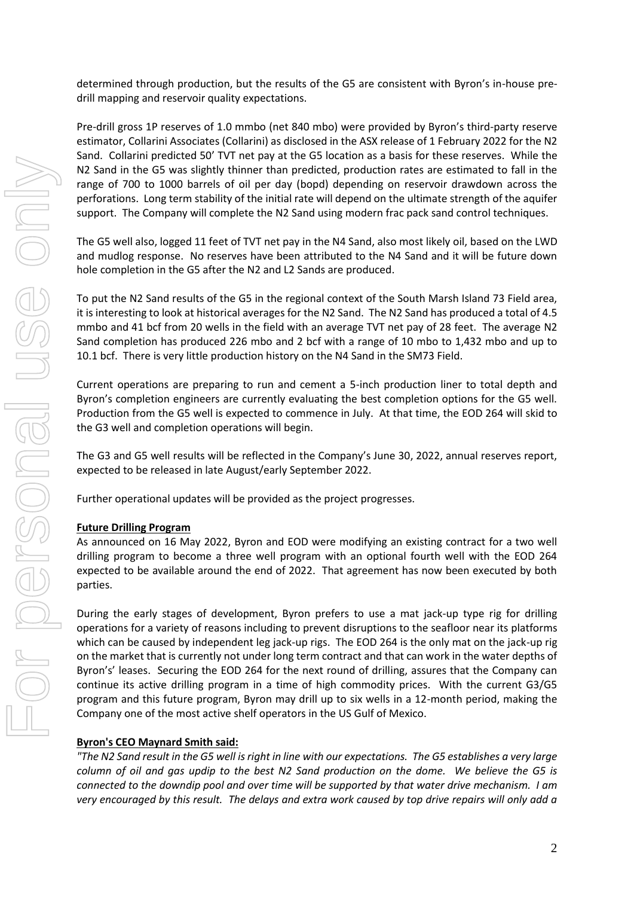determined through production, but the results of the G5 are consistent with Byron's in-house pre-drill mapping and reservoir quality expectations.

Pre-drill gross 1P reserves of 1.0 mmbo (net 840 mbo) were provided by Byron's third-party reserve estimator, Collarini Associates (Collarini) as disclosed in the ASX release of 1 February 2022 for the N2 Sand. Collarini predicted 50' TVT net pay at the G5 location as a basis for these reserves. While the N2 Sand in the G5 was slightly thinner than predicted, production rates are estimated to fall in the range of 700 to 1000 barrels of oil per day (bopd) depending on reservoir drawdown across the perforations. Long term stability of the initial rate will depend on the ultimate strength of the aquifer support. The Company will complete the N2 Sand using modern frac pack sand control techniques.

The G5 well also, logged 11 feet of TVT net pay in the N4 Sand, also most likely oil, based on the LWD and mudlog response. No reserves have been attributed to the N4 Sand and it will be future down hole completion in the G5 after the N2 and L2 Sands are produced.

To put the N2 Sand results of the G5 in the regional context of the South Marsh Island 73 Field area, it is interesting to look at historical averages for the N2 Sand. The N2 Sand has produced a total of 4.5 mmbo and 41 bcf from 20 wells in the field with an average TVT net pay of 28 feet. The average N2 Sand completion has produced 226 mbo and 2 bcf with a range of 10 mbo to 1,432 mbo and up to 10.1 bcf. There is very little production history on the N4 Sand in the SM73 Field.

Current operations are preparing to run and cement a 5-inch production liner to total depth and Byron's completion engineers are currently evaluating the best completion options for the G5 well. Production from the G5 well is expected to commence in July. At that time, the EOD 264 will skid to the G3 well and completion operations will begin.

The G3 and G5 well results will be reflected in the Company's June 30, 2022, annual reserves report, expected to be released in late August/early September 2022.

Further operational updates will be provided as the project progresses.

**Future Drilling Program**

As announced on 16 May 2022, Byron and EOD were modifying an existing contract for a two well drilling program to become a three well program with an optional fourth well with the EOD 264 expected to be available around the end of 2022. That agreement has now been executed by both parties.

During the early stages of development, Byron prefers to use a mat jack-up type rig for drilling operations for a variety of reasons including to prevent disruptions to the seafloor near its platforms which can be caused by independent leg jack-up rigs. The EOD 264 is the only mat on the jack-up rig on the market that is currently not under long term contract and that can work in the water depths of Byron's' leases. Securing the EOD 264 for the next round of drilling, assures that the Company can continue its active drilling program in a time of high commodity prices. With the current G3/G5 program and this future program, Byron may drill up to six wells in a 12-month period, making the Company one of the most active shelf operators in the US Gulf of Mexico.

**Byron's CEO Maynard Smith said:**

*"The N2 Sand result in the G5 well is right in line with our expectations. The G5 establishes a very large column of oil and gas updip to the best N2 Sand production on the dome. We believe the G5 is connected to the downdip pool and over time will be supported by that water drive mechanism. I am very encouraged by this result. The delays and extra work caused by top drive repairs will only add a*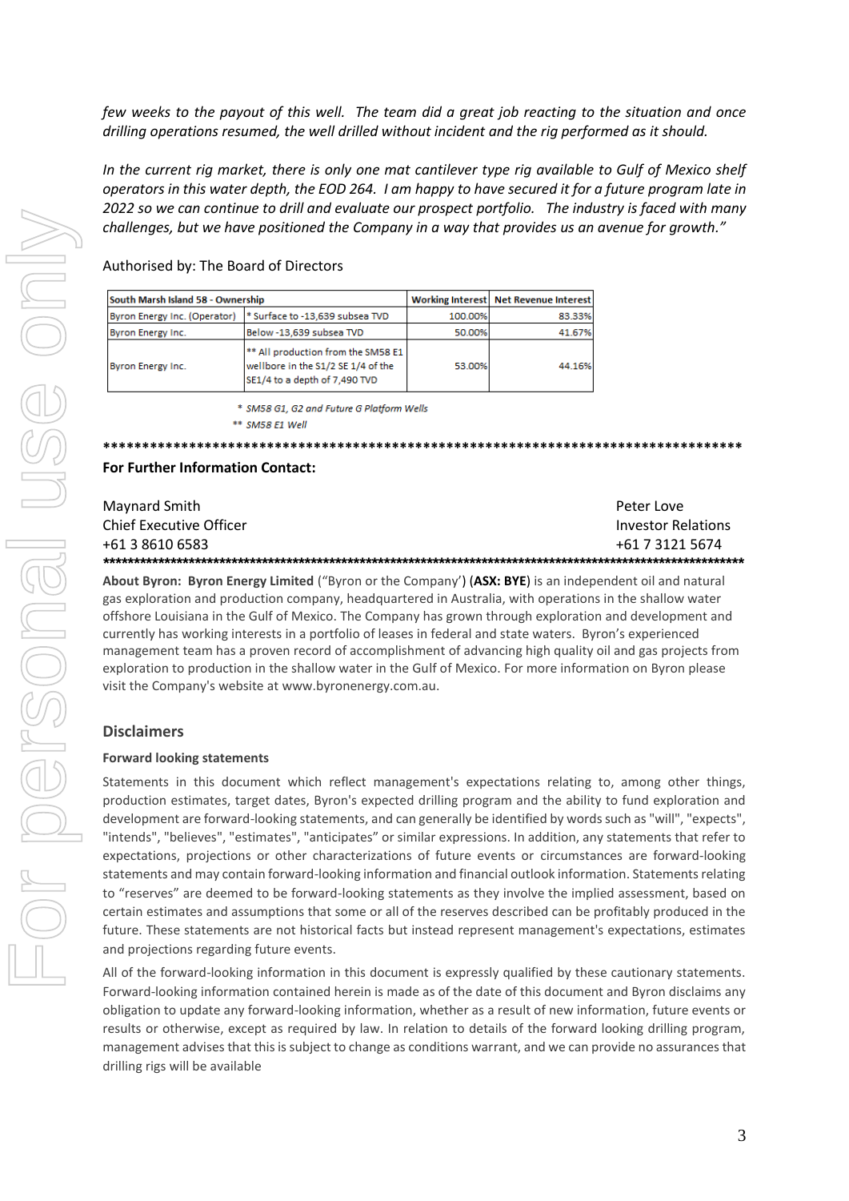*few weeks to the payout of this well. The team did a great job reacting to the situation and once drilling operations resumed, the well drilled without incident and the rig performed as it should.*

*In the current rig market, there is only one mat cantilever type rig available to Gulf of Mexico shelf operators in this water depth, the EOD 264. I am happy to have secured it for a future program late in 2022 so we can continue to drill and evaluate our prospect portfolio. The industry is faced with many challenges, but we have positioned the Company in a way that provides us an avenue for growth."*

Authorised by: The Board of Directors

| South Marsh Island 58 - Ownership | | Working Interest | Net Revenue Interest |
|---|---|---|---|
| Byron Energy Inc. (Operator) | * Surface to -13,639 subsea TVD | 100.00% | 83.33% |
| Byron Energy Inc. | Below -13,639 subsea TVD | 50.00% | 41.67% |
| Byron Energy Inc. | ** All production from the SM58 E1 wellbore in the S1/2 SE 1/4 of the SE1/4 to a depth of 7,490 TVD | 53.00% | 44.16% |

\* *SM58 G1, G2 and Future G Platform Wells*

\** *SM58 E1 Well*

**********************************************************************************

**For Further Information Contact:**

Maynard Smith
Chief Executive Officer
+61 3 8610 6583

Peter Love
Investor Relations
+61 7 3121 5674

**********************************************************************************

**About Byron: Byron Energy Limited** ("Byron or the Company') (**ASX: BYE**) is an independent oil and natural gas exploration and production company, headquartered in Australia, with operations in the shallow water offshore Louisiana in the Gulf of Mexico. The Company has grown through exploration and development and currently has working interests in a portfolio of leases in federal and state waters. Byron's experienced management team has a proven record of accomplishment of advancing high quality oil and gas projects from exploration to production in the shallow water in the Gulf of Mexico. For more information on Byron please visit the Company's website at www.byronenergy.com.au.

## Disclaimers

### Forward looking statements

Statements in this document which reflect management's expectations relating to, among other things, production estimates, target dates, Byron's expected drilling program and the ability to fund exploration and development are forward-looking statements, and can generally be identified by words such as "will", "expects", "intends", "believes", "estimates", "anticipates" or similar expressions. In addition, any statements that refer to expectations, projections or other characterizations of future events or circumstances are forward-looking statements and may contain forward-looking information and financial outlook information. Statements relating to "reserves" are deemed to be forward-looking statements as they involve the implied assessment, based on certain estimates and assumptions that some or all of the reserves described can be profitably produced in the future. These statements are not historical facts but instead represent management's expectations, estimates and projections regarding future events.

All of the forward-looking information in this document is expressly qualified by these cautionary statements. Forward-looking information contained herein is made as of the date of this document and Byron disclaims any obligation to update any forward-looking information, whether as a result of new information, future events or results or otherwise, except as required by law. In relation to details of the forward looking drilling program, management advises that this is subject to change as conditions warrant, and we can provide no assurances that drilling rigs will be available